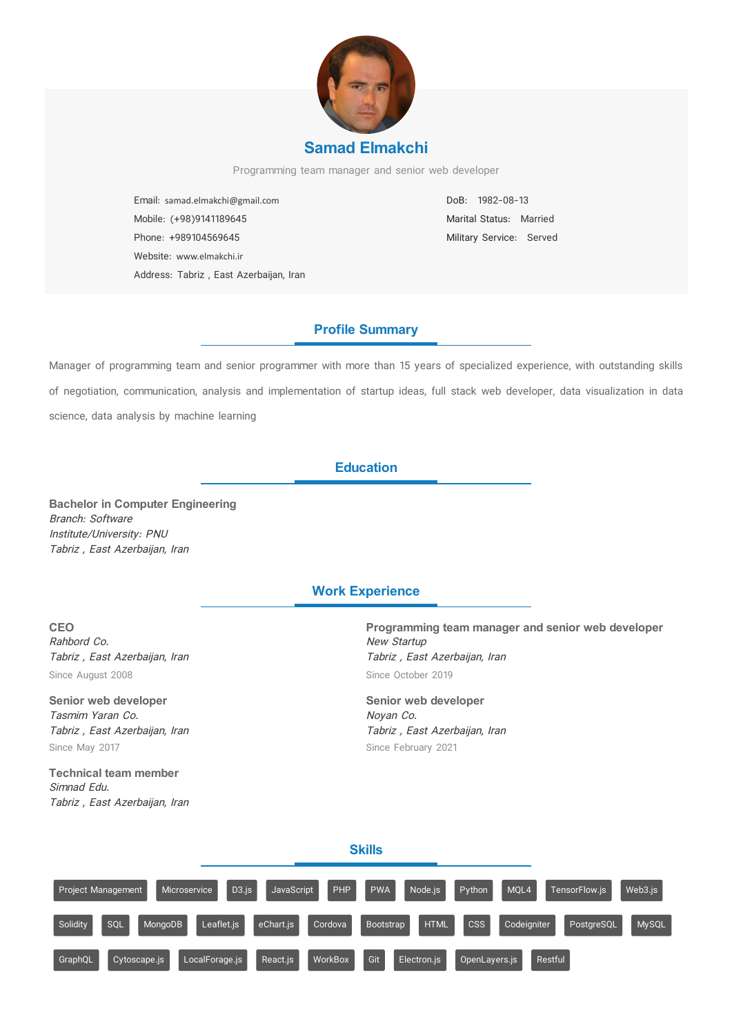# Samad Elmakchi

Programming team manager and senior web developer

Email: samad.elmakchi@gmail.com
Mobile: (+98)9141189645
Phone: +989104569645
Website: www.elmakchi.ir
Address: Tabriz , East Azerbaijan, Iran

DoB: 1982-08-13
Marital Status: Married
Military Service: Served

## Profile Summary

Manager of programming team and senior programmer with more than 15 years of specialized experience, with outstanding skills of negotiation, communication, analysis and implementation of startup ideas, full stack web developer, data visualization in data science, data analysis by machine learning

## Education

**Bachelor in Computer Engineering**
*Branch: Software*
*Institute/University: PNU*
*Tabriz , East Azerbaijan, Iran*

## Work Experience

**CEO**
*Rahbord Co.*
*Tabriz , East Azerbaijan, Iran*
Since August 2008

**Programming team manager and senior web developer**
*New Startup*
*Tabriz , East Azerbaijan, Iran*
Since October 2019

**Senior web developer**
*Tasmim Yaran Co.*
*Tabriz , East Azerbaijan, Iran*
Since May 2017

**Senior web developer**
*Noyan Co.*
*Tabriz , East Azerbaijan, Iran*
Since February 2021

**Technical team member**
*Simnad Edu.*
*Tabriz , East Azerbaijan, Iran*

## Skills

Project Management, Microservice, D3.js, JavaScript, PHP, PWA, Node.js, Python, MQL4, TensorFlow.js, Web3.js, Solidity, SQL, MongoDB, Leaflet.js, eChart.js, Cordova, Bootstrap, HTML, CSS, Codeigniter, PostgreSQL, MySQL, GraphQL, Cytoscape.js, LocalForage.js, React.js, WorkBox, Git, Electron.js, OpenLayers.js, Restful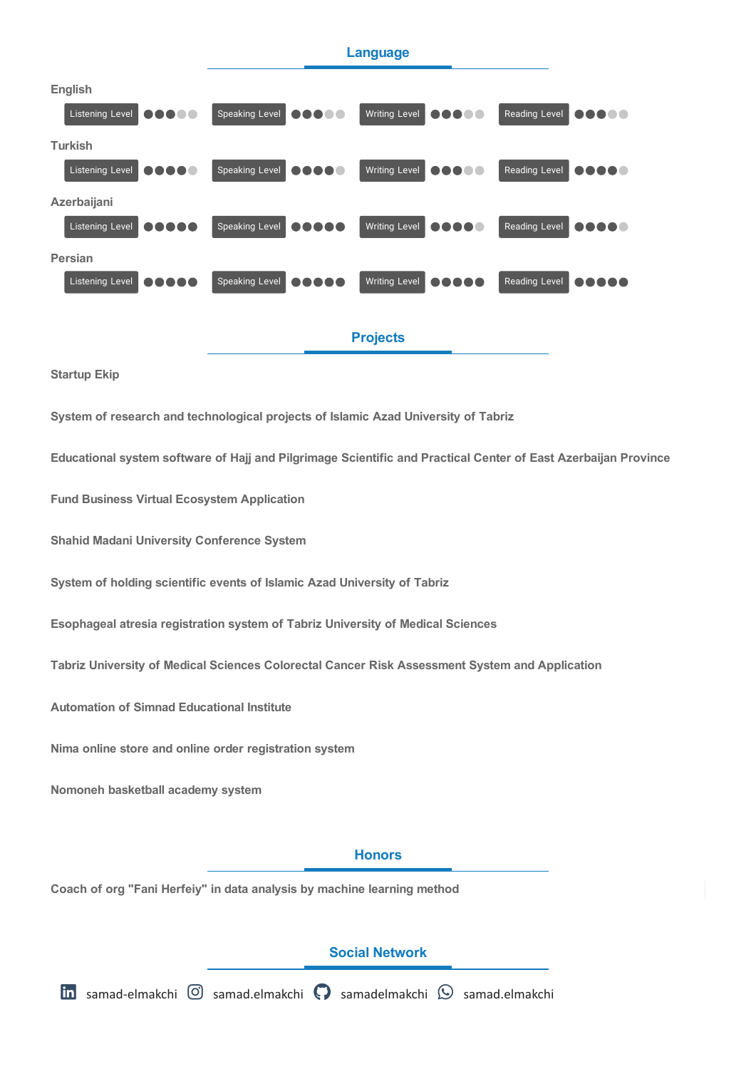## Language

**English**

Listening Level ●●●○○ | Speaking Level ●●●○○ | Writing Level ●●●○○ | Reading Level ●●●○○

**Turkish**

Listening Level ●●●●○ | Speaking Level ●●●●○ | Writing Level ●●●○○ | Reading Level ●●●●○

**Azerbaijani**

Listening Level ●●●●● | Speaking Level ●●●●● | Writing Level ●●●●○ | Reading Level ●●●●○

**Persian**

Listening Level ●●●●● | Speaking Level ●●●●● | Writing Level ●●●●● | Reading Level ●●●●●

## Projects

**Startup Ekip**

**System of research and technological projects of Islamic Azad University of Tabriz**

**Educational system software of Hajj and Pilgrimage Scientific and Practical Center of East Azerbaijan Province**

**Fund Business Virtual Ecosystem Application**

**Shahid Madani University Conference System**

**System of holding scientific events of Islamic Azad University of Tabriz**

**Esophageal atresia registration system of Tabriz University of Medical Sciences**

**Tabriz University of Medical Sciences Colorectal Cancer Risk Assessment System and Application**

**Automation of Simnad Educational Institute**

**Nima online store and online order registration system**

**Nomoneh basketball academy system**

## Honors

**Coach of org "Fani Herfeiy" in data analysis by machine learning method**

## Social Network

LinkedIn: samad-elmakchi | Instagram: samad.elmakchi | GitHub: samadelmakchi | WhatsApp: samad.elmakchi